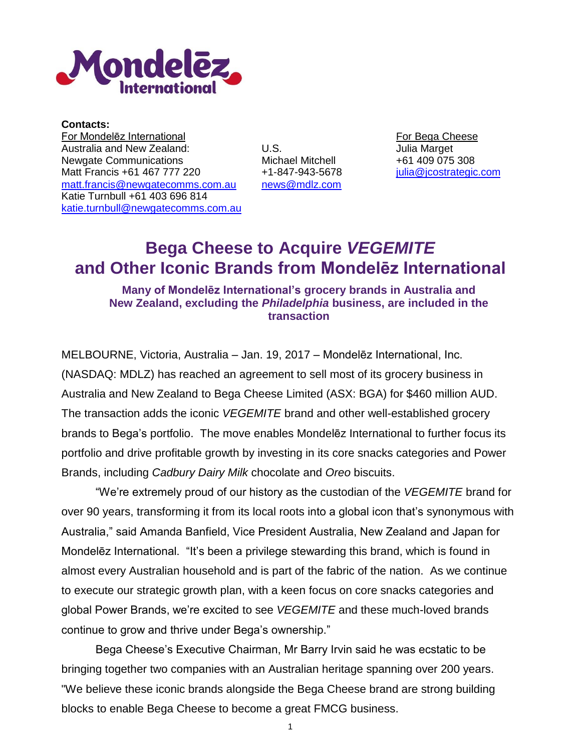Mondelēz International

**Contacts:**

For Mondelēz International
Australia and New Zealand:
Newgate Communications
Matt Francis +61 467 777 220
matt.francis@newgatecomms.com.au
Katie Turnbull +61 403 696 814
katie.turnbull@newgatecomms.com.au

U.S.
Michael Mitchell
+1-847-943-5678
news@mdlz.com

For Bega Cheese
Julia Marget
+61 409 075 308
julia@jcostrategic.com

# Bega Cheese to Acquire *VEGEMITE* and Other Iconic Brands from Mondelēz International

### Many of Mondelēz International's grocery brands in Australia and New Zealand, excluding the *Philadelphia* business, are included in the transaction

MELBOURNE, Victoria, Australia – Jan. 19, 2017 – Mondelēz International, Inc. (NASDAQ: MDLZ) has reached an agreement to sell most of its grocery business in Australia and New Zealand to Bega Cheese Limited (ASX: BGA) for $460 million AUD. The transaction adds the iconic *VEGEMITE* brand and other well-established grocery brands to Bega's portfolio. The move enables Mondelēz International to further focus its portfolio and drive profitable growth by investing in its core snacks categories and Power Brands, including *Cadbury Dairy Milk* chocolate and *Oreo* biscuits.

"We're extremely proud of our history as the custodian of the *VEGEMITE* brand for over 90 years, transforming it from its local roots into a global icon that's synonymous with Australia," said Amanda Banfield, Vice President Australia, New Zealand and Japan for Mondelēz International. "It's been a privilege stewarding this brand, which is found in almost every Australian household and is part of the fabric of the nation. As we continue to execute our strategic growth plan, with a keen focus on core snacks categories and global Power Brands, we're excited to see *VEGEMITE* and these much-loved brands continue to grow and thrive under Bega's ownership."

Bega Cheese's Executive Chairman, Mr Barry Irvin said he was ecstatic to be bringing together two companies with an Australian heritage spanning over 200 years. "We believe these iconic brands alongside the Bega Cheese brand are strong building blocks to enable Bega Cheese to become a great FMCG business.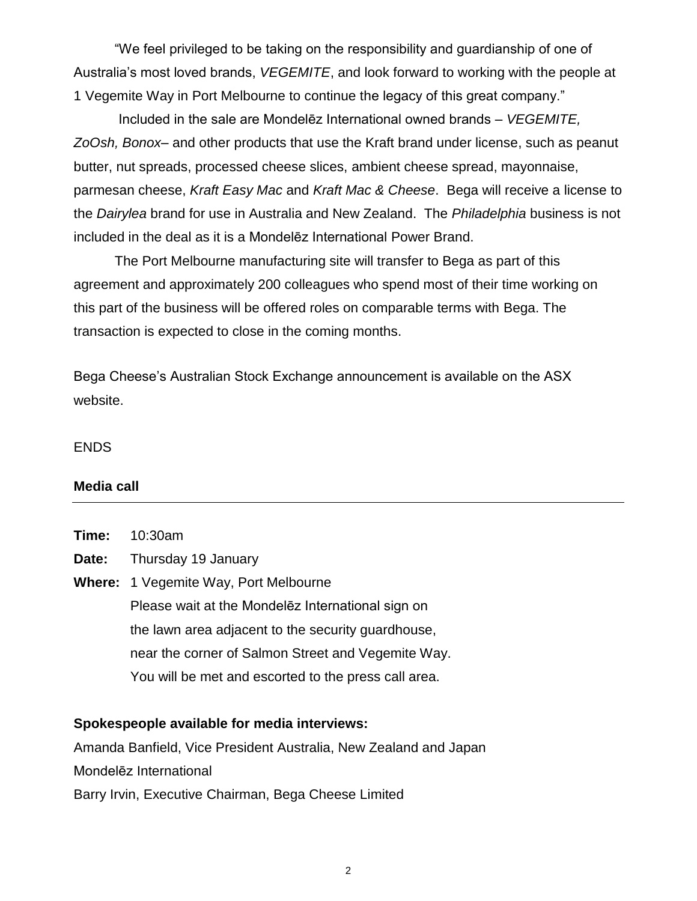"We feel privileged to be taking on the responsibility and guardianship of one of Australia's most loved brands, *VEGEMITE*, and look forward to working with the people at 1 Vegemite Way in Port Melbourne to continue the legacy of this great company."

Included in the sale are Mondelēz International owned brands – *VEGEMITE, ZoOsh, Bonox*– and other products that use the Kraft brand under license, such as peanut butter, nut spreads, processed cheese slices, ambient cheese spread, mayonnaise, parmesan cheese, *Kraft Easy Mac* and *Kraft Mac & Cheese*. Bega will receive a license to the *Dairylea* brand for use in Australia and New Zealand. The *Philadelphia* business is not included in the deal as it is a Mondelēz International Power Brand.

The Port Melbourne manufacturing site will transfer to Bega as part of this agreement and approximately 200 colleagues who spend most of their time working on this part of the business will be offered roles on comparable terms with Bega. The transaction is expected to close in the coming months.

Bega Cheese's Australian Stock Exchange announcement is available on the ASX website.

ENDS

**Media call**

---

**Time:** 10:30am

**Date:** Thursday 19 January

**Where:** 1 Vegemite Way, Port Melbourne
Please wait at the Mondelēz International sign on the lawn area adjacent to the security guardhouse, near the corner of Salmon Street and Vegemite Way. You will be met and escorted to the press call area.

**Spokespeople available for media interviews:**

Amanda Banfield, Vice President Australia, New Zealand and Japan
Mondelēz International
Barry Irvin, Executive Chairman, Bega Cheese Limited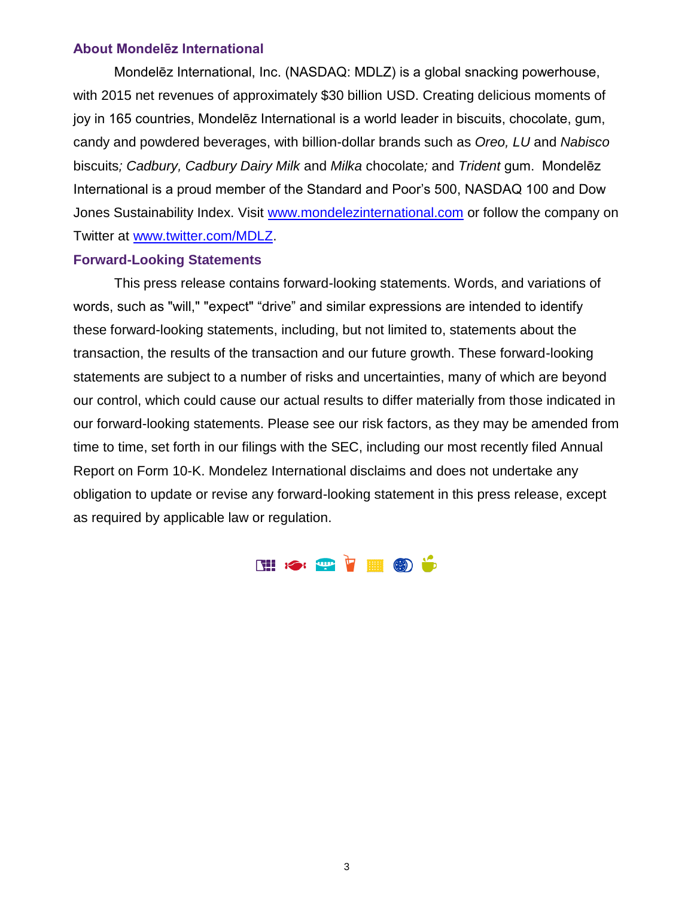## About Mondelēz International

Mondelēz International, Inc. (NASDAQ: MDLZ) is a global snacking powerhouse, with 2015 net revenues of approximately $30 billion USD. Creating delicious moments of joy in 165 countries, Mondelēz International is a world leader in biscuits, chocolate, gum, candy and powdered beverages, with billion-dollar brands such as *Oreo, LU* and *Nabisco* biscuits*; Cadbury, Cadbury Dairy Milk* and *Milka* chocolate*;* and *Trident* gum. Mondelēz International is a proud member of the Standard and Poor's 500, NASDAQ 100 and Dow Jones Sustainability Index. Visit [www.mondelezinternational.com](http://www.mondelezinternational.com) or follow the company on Twitter at [www.twitter.com/MDLZ](http://www.twitter.com/MDLZ).

## Forward-Looking Statements

This press release contains forward-looking statements. Words, and variations of words, such as "will," "expect" "drive" and similar expressions are intended to identify these forward-looking statements, including, but not limited to, statements about the transaction, the results of the transaction and our future growth. These forward-looking statements are subject to a number of risks and uncertainties, many of which are beyond our control, which could cause our actual results to differ materially from those indicated in our forward-looking statements. Please see our risk factors, as they may be amended from time to time, set forth in our filings with the SEC, including our most recently filed Annual Report on Form 10-K. Mondelez International disclaims and does not undertake any obligation to update or revise any forward-looking statement in this press release, except as required by applicable law or regulation.